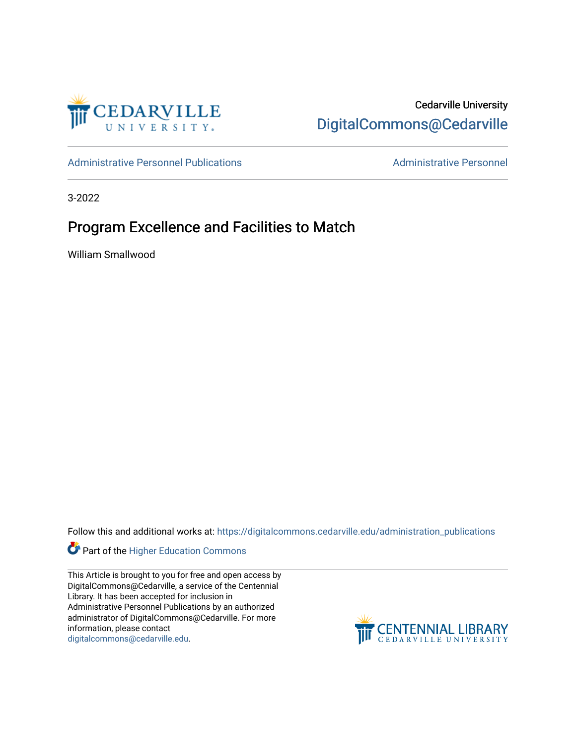Cedarville University
DigitalCommons@Cedarville

Administrative Personnel Publications | Administrative Personnel

3-2022

# Program Excellence and Facilities to Match

William Smallwood

Follow this and additional works at: https://digitalcommons.cedarville.edu/administration_publications

Part of the Higher Education Commons

This Article is brought to you for free and open access by DigitalCommons@Cedarville, a service of the Centennial Library. It has been accepted for inclusion in Administrative Personnel Publications by an authorized administrator of DigitalCommons@Cedarville. For more information, please contact digitalcommons@cedarville.edu.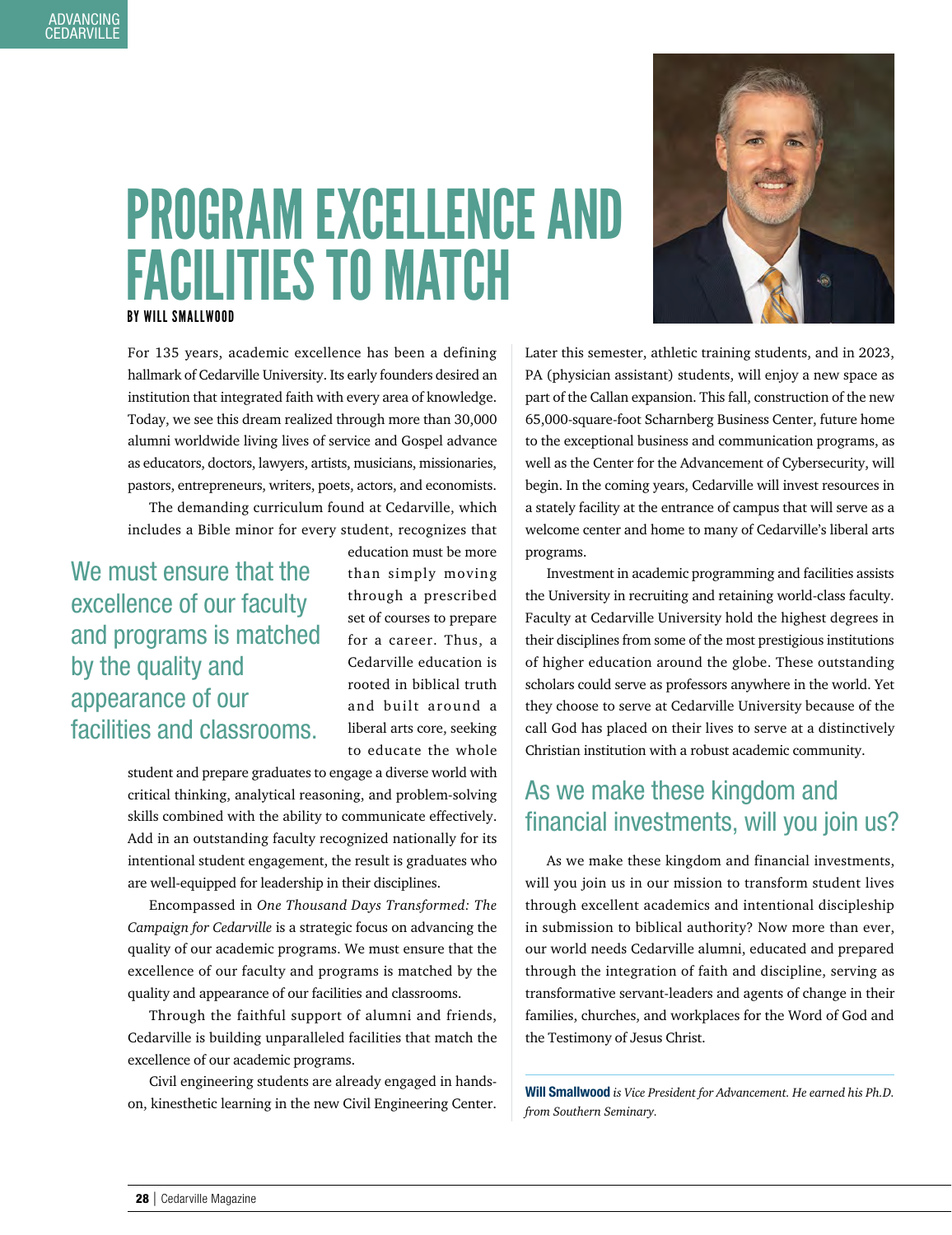# PROGRAM EXCELLENCE AND FACILITIES TO MATCH

BY WILL SMALLWOOD

For 135 years, academic excellence has been a defining hallmark of Cedarville University. Its early founders desired an institution that integrated faith with every area of knowledge. Today, we see this dream realized through more than 30,000 alumni worldwide living lives of service and Gospel advance as educators, doctors, lawyers, artists, musicians, missionaries, pastors, entrepreneurs, writers, poets, actors, and economists.

The demanding curriculum found at Cedarville, which includes a Bible minor for every student, recognizes that education must be more than simply moving through a prescribed set of courses to prepare for a career. Thus, a Cedarville education is rooted in biblical truth and built around a liberal arts core, seeking to educate the whole student and prepare graduates to engage a diverse world with critical thinking, analytical reasoning, and problem-solving skills combined with the ability to communicate effectively. Add in an outstanding faculty recognized nationally for its intentional student engagement, the result is graduates who are well-equipped for leadership in their disciplines.

> We must ensure that the excellence of our faculty and programs is matched by the quality and appearance of our facilities and classrooms.

Encompassed in *One Thousand Days Transformed: The Campaign for Cedarville* is a strategic focus on advancing the quality of our academic programs. We must ensure that the excellence of our faculty and programs is matched by the quality and appearance of our facilities and classrooms.

Through the faithful support of alumni and friends, Cedarville is building unparalleled facilities that match the excellence of our academic programs.

Civil engineering students are already engaged in hands-on, kinesthetic learning in the new Civil Engineering Center. Later this semester, athletic training students, and in 2023, PA (physician assistant) students, will enjoy a new space as part of the Callan expansion. This fall, construction of the new 65,000-square-foot Scharnberg Business Center, future home to the exceptional business and communication programs, as well as the Center for the Advancement of Cybersecurity, will begin. In the coming years, Cedarville will invest resources in a stately facility at the entrance of campus that will serve as a welcome center and home to many of Cedarville's liberal arts programs.

Investment in academic programming and facilities assists the University in recruiting and retaining world-class faculty. Faculty at Cedarville University hold the highest degrees in their disciplines from some of the most prestigious institutions of higher education around the globe. These outstanding scholars could serve as professors anywhere in the world. Yet they choose to serve at Cedarville University because of the call God has placed on their lives to serve at a distinctively Christian institution with a robust academic community.

## As we make these kingdom and financial investments, will you join us?

As we make these kingdom and financial investments, will you join us in our mission to transform student lives through excellent academics and intentional discipleship in submission to biblical authority? Now more than ever, our world needs Cedarville alumni, educated and prepared through the integration of faith and discipline, serving as transformative servant-leaders and agents of change in their families, churches, and workplaces for the Word of God and the Testimony of Jesus Christ.

**Will Smallwood** *is Vice President for Advancement. He earned his Ph.D. from Southern Seminary.*